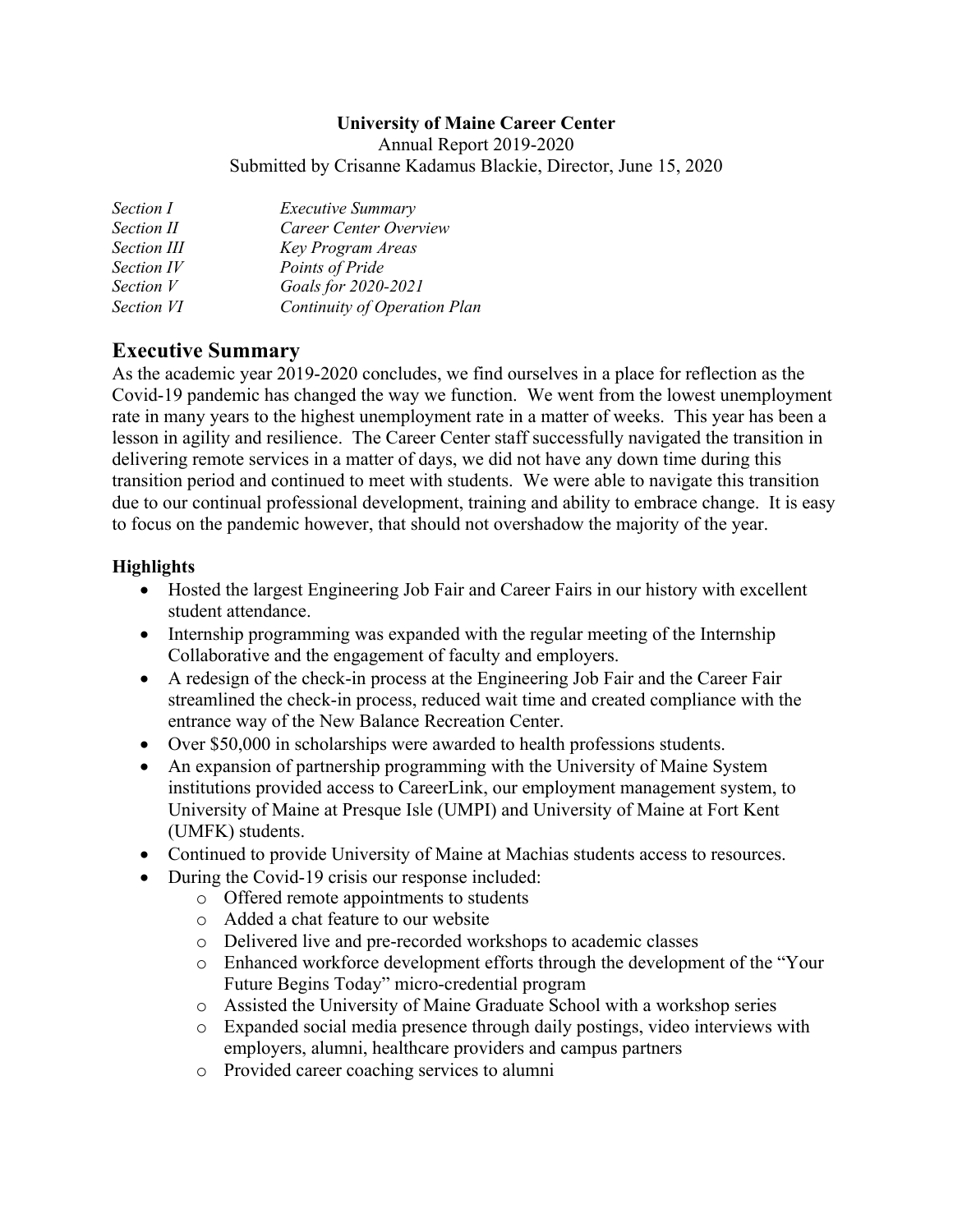**University of Maine Career Center**

Annual Report 2019-2020

Submitted by Crisanne Kadamus Blackie, Director, June 15, 2020

| | |
|---|---|
| *Section I* | *Executive Summary* |
| *Section II* | *Career Center Overview* |
| *Section III* | *Key Program Areas* |
| *Section IV* | *Points of Pride* |
| *Section V* | *Goals for 2020-2021* |
| *Section VI* | *Continuity of Operation Plan* |

## Executive Summary

As the academic year 2019-2020 concludes, we find ourselves in a place for reflection as the Covid-19 pandemic has changed the way we function. We went from the lowest unemployment rate in many years to the highest unemployment rate in a matter of weeks. This year has been a lesson in agility and resilience. The Career Center staff successfully navigated the transition in delivering remote services in a matter of days, we did not have any down time during this transition period and continued to meet with students. We were able to navigate this transition due to our continual professional development, training and ability to embrace change. It is easy to focus on the pandemic however, that should not overshadow the majority of the year.

### Highlights

- Hosted the largest Engineering Job Fair and Career Fairs in our history with excellent student attendance.
- Internship programming was expanded with the regular meeting of the Internship Collaborative and the engagement of faculty and employers.
- A redesign of the check-in process at the Engineering Job Fair and the Career Fair streamlined the check-in process, reduced wait time and created compliance with the entrance way of the New Balance Recreation Center.
- Over $50,000 in scholarships were awarded to health professions students.
- An expansion of partnership programming with the University of Maine System institutions provided access to CareerLink, our employment management system, to University of Maine at Presque Isle (UMPI) and University of Maine at Fort Kent (UMFK) students.
- Continued to provide University of Maine at Machias students access to resources.
- During the Covid-19 crisis our response included:
  - Offered remote appointments to students
  - Added a chat feature to our website
  - Delivered live and pre-recorded workshops to academic classes
  - Enhanced workforce development efforts through the development of the "Your Future Begins Today" micro-credential program
  - Assisted the University of Maine Graduate School with a workshop series
  - Expanded social media presence through daily postings, video interviews with employers, alumni, healthcare providers and campus partners
  - Provided career coaching services to alumni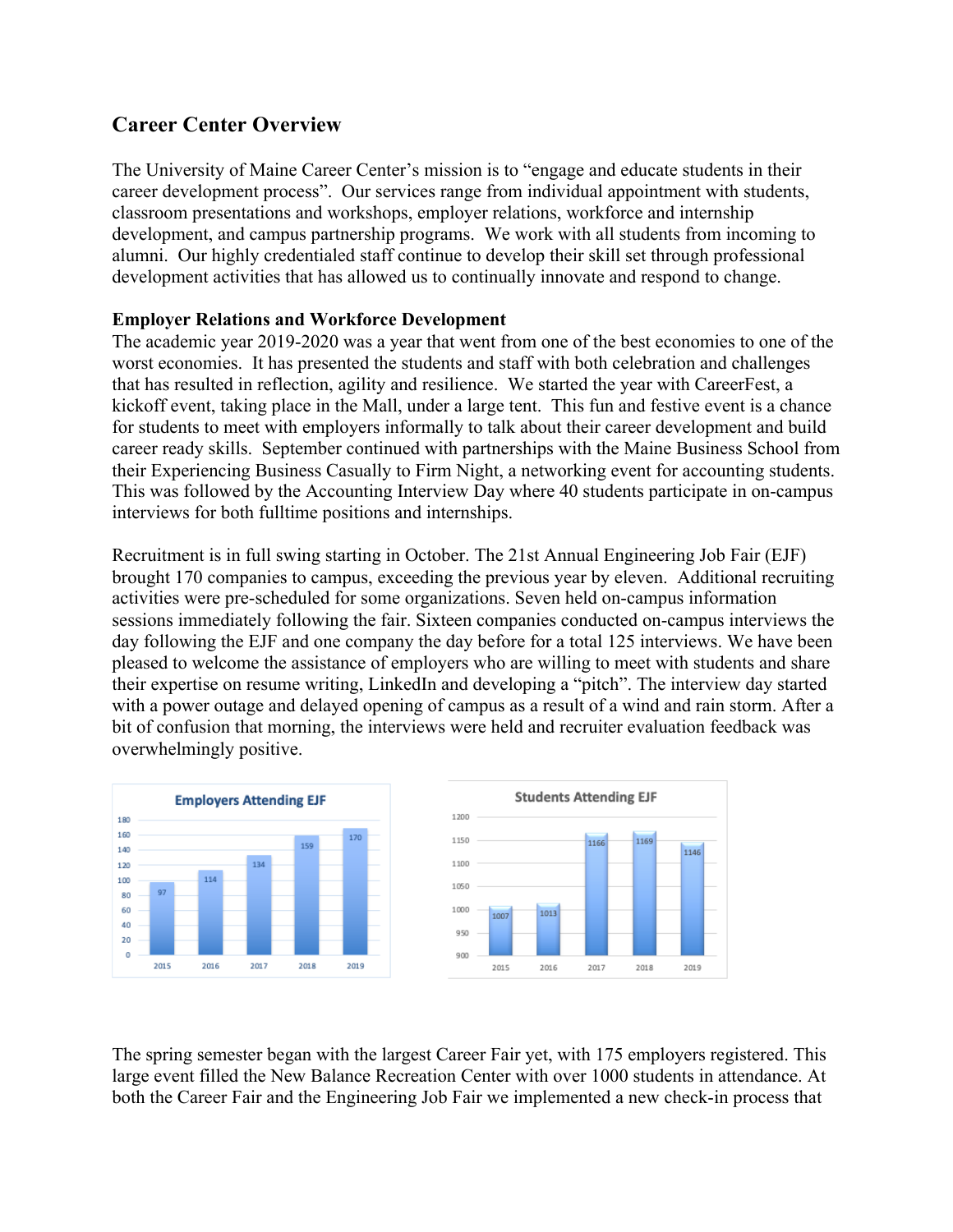## Career Center Overview

The University of Maine Career Center's mission is to "engage and educate students in their career development process". Our services range from individual appointment with students, classroom presentations and workshops, employer relations, workforce and internship development, and campus partnership programs. We work with all students from incoming to alumni. Our highly credentialed staff continue to develop their skill set through professional development activities that has allowed us to continually innovate and respond to change.

### Employer Relations and Workforce Development

The academic year 2019-2020 was a year that went from one of the best economies to one of the worst economies. It has presented the students and staff with both celebration and challenges that has resulted in reflection, agility and resilience. We started the year with CareerFest, a kickoff event, taking place in the Mall, under a large tent. This fun and festive event is a chance for students to meet with employers informally to talk about their career development and build career ready skills. September continued with partnerships with the Maine Business School from their Experiencing Business Casually to Firm Night, a networking event for accounting students. This was followed by the Accounting Interview Day where 40 students participate in on-campus interviews for both fulltime positions and internships.

Recruitment is in full swing starting in October. The 21st Annual Engineering Job Fair (EJF) brought 170 companies to campus, exceeding the previous year by eleven. Additional recruiting activities were pre-scheduled for some organizations. Seven held on-campus information sessions immediately following the fair. Sixteen companies conducted on-campus interviews the day following the EJF and one company the day before for a total 125 interviews. We have been pleased to welcome the assistance of employers who are willing to meet with students and share their expertise on resume writing, LinkedIn and developing a "pitch". The interview day started with a power outage and delayed opening of campus as a result of a wind and rain storm. After a bit of confusion that morning, the interviews were held and recruiter evaluation feedback was overwhelmingly positive.

Employers Attending EJF

180
160
140
120
100
80
60
40
20
0

97 (2015)
114 (2016)
134 (2017)
159 (2018)
170 (2019)

Students Attending EJF

1200
1150
1100
1050
1000
950
900

1007 (2015)
1013 (2016)
1166 (2017)
1169 (2018)
1146 (2019)

The spring semester began with the largest Career Fair yet, with 175 employers registered. This large event filled the New Balance Recreation Center with over 1000 students in attendance. At both the Career Fair and the Engineering Job Fair we implemented a new check-in process that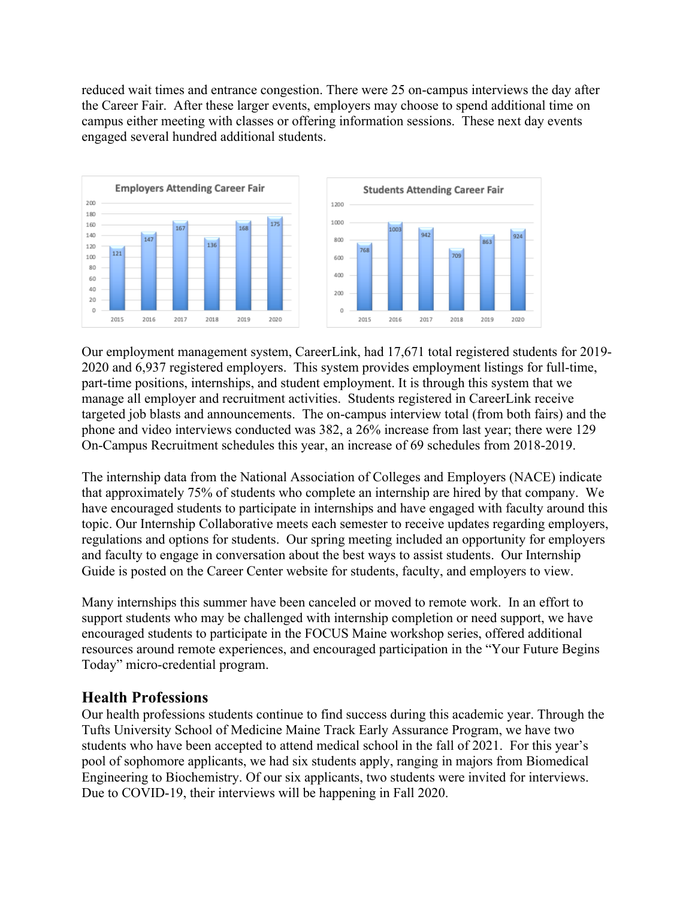reduced wait times and entrance congestion. There were 25 on-campus interviews the day after the Career Fair. After these larger events, employers may choose to spend additional time on campus either meeting with classes or offering information sessions. These next day events engaged several hundred additional students.

Employers Attending Career Fair

200
180
160
140
120
100
80
60
40
20
0

121
147
167
136
168
175

2015 2016 2017 2018 2019 2020

Students Attending Career Fair

1200
1000
800
600
400
200
0

768
1003
942
709
863
924

2015 2016 2017 2018 2019 2020

Our employment management system, CareerLink, had 17,671 total registered students for 2019-2020 and 6,937 registered employers. This system provides employment listings for full-time, part-time positions, internships, and student employment. It is through this system that we manage all employer and recruitment activities. Students registered in CareerLink receive targeted job blasts and announcements. The on-campus interview total (from both fairs) and the phone and video interviews conducted was 382, a 26% increase from last year; there were 129 On-Campus Recruitment schedules this year, an increase of 69 schedules from 2018-2019.

The internship data from the National Association of Colleges and Employers (NACE) indicate that approximately 75% of students who complete an internship are hired by that company. We have encouraged students to participate in internships and have engaged with faculty around this topic. Our Internship Collaborative meets each semester to receive updates regarding employers, regulations and options for students. Our spring meeting included an opportunity for employers and faculty to engage in conversation about the best ways to assist students. Our Internship Guide is posted on the Career Center website for students, faculty, and employers to view.

Many internships this summer have been canceled or moved to remote work. In an effort to support students who may be challenged with internship completion or need support, we have encouraged students to participate in the FOCUS Maine workshop series, offered additional resources around remote experiences, and encouraged participation in the "Your Future Begins Today" micro-credential program.

## Health Professions

Our health professions students continue to find success during this academic year. Through the Tufts University School of Medicine Maine Track Early Assurance Program, we have two students who have been accepted to attend medical school in the fall of 2021. For this year's pool of sophomore applicants, we had six students apply, ranging in majors from Biomedical Engineering to Biochemistry. Of our six applicants, two students were invited for interviews. Due to COVID-19, their interviews will be happening in Fall 2020.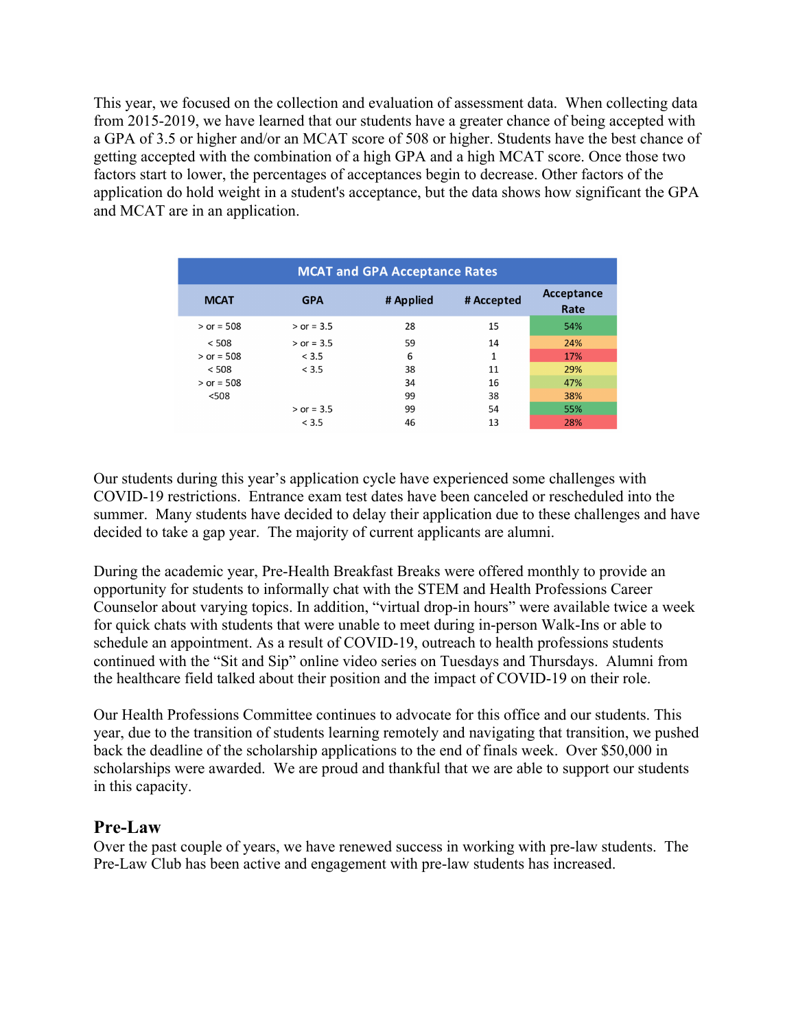This year, we focused on the collection and evaluation of assessment data. When collecting data from 2015-2019, we have learned that our students have a greater chance of being accepted with a GPA of 3.5 or higher and/or an MCAT score of 508 or higher. Students have the best chance of getting accepted with the combination of a high GPA and a high MCAT score. Once those two factors start to lower, the percentages of acceptances begin to decrease. Other factors of the application do hold weight in a student's acceptance, but the data shows how significant the GPA and MCAT are in an application.

| MCAT and GPA Acceptance Rates | | | | |
|---|---|---|---|---|
| **MCAT** | **GPA** | **# Applied** | **# Accepted** | **Acceptance Rate** |
| > or = 508 | > or = 3.5 | 28 | 15 | 54% |
| < 508 | > or = 3.5 | 59 | 14 | 24% |
| > or = 508 | < 3.5 | 6 | 1 | 17% |
| < 508 | < 3.5 | 38 | 11 | 29% |
| > or = 508 | | 34 | 16 | 47% |
| <508 | | 99 | 38 | 38% |
| | > or = 3.5 | 99 | 54 | 55% |
| | < 3.5 | 46 | 13 | 28% |

Our students during this year's application cycle have experienced some challenges with COVID-19 restrictions. Entrance exam test dates have been canceled or rescheduled into the summer. Many students have decided to delay their application due to these challenges and have decided to take a gap year. The majority of current applicants are alumni.

During the academic year, Pre-Health Breakfast Breaks were offered monthly to provide an opportunity for students to informally chat with the STEM and Health Professions Career Counselor about varying topics. In addition, "virtual drop-in hours" were available twice a week for quick chats with students that were unable to meet during in-person Walk-Ins or able to schedule an appointment. As a result of COVID-19, outreach to health professions students continued with the "Sit and Sip" online video series on Tuesdays and Thursdays. Alumni from the healthcare field talked about their position and the impact of COVID-19 on their role.

Our Health Professions Committee continues to advocate for this office and our students. This year, due to the transition of students learning remotely and navigating that transition, we pushed back the deadline of the scholarship applications to the end of finals week. Over $50,000 in scholarships were awarded. We are proud and thankful that we are able to support our students in this capacity.

## Pre-Law

Over the past couple of years, we have renewed success in working with pre-law students. The Pre-Law Club has been active and engagement with pre-law students has increased.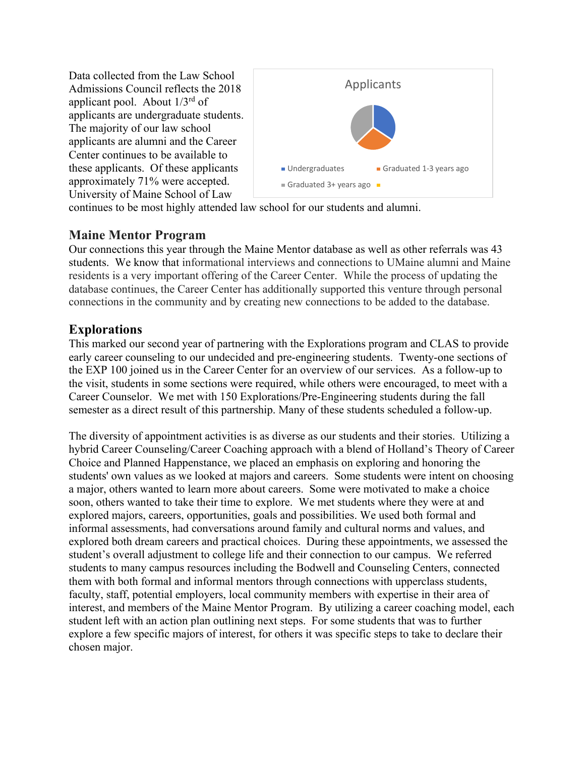Data collected from the Law School Admissions Council reflects the 2018 applicant pool. About 1/3rd of applicants are undergraduate students. The majority of our law school applicants are alumni and the Career Center continues to be available to these applicants. Of these applicants approximately 71% were accepted. University of Maine School of Law continues to be most highly attended law school for our students and alumni.

Applicants

Undergraduates

Graduated 1-3 years ago

Graduated 3+ years ago

## Maine Mentor Program

Our connections this year through the Maine Mentor database as well as other referrals was 43 students. We know that informational interviews and connections to UMaine alumni and Maine residents is a very important offering of the Career Center. While the process of updating the database continues, the Career Center has additionally supported this venture through personal connections in the community and by creating new connections to be added to the database.

## Explorations

This marked our second year of partnering with the Explorations program and CLAS to provide early career counseling to our undecided and pre-engineering students. Twenty-one sections of the EXP 100 joined us in the Career Center for an overview of our services. As a follow-up to the visit, students in some sections were required, while others were encouraged, to meet with a Career Counselor. We met with 150 Explorations/Pre-Engineering students during the fall semester as a direct result of this partnership. Many of these students scheduled a follow-up.

The diversity of appointment activities is as diverse as our students and their stories. Utilizing a hybrid Career Counseling/Career Coaching approach with a blend of Holland's Theory of Career Choice and Planned Happenstance, we placed an emphasis on exploring and honoring the students' own values as we looked at majors and careers. Some students were intent on choosing a major, others wanted to learn more about careers. Some were motivated to make a choice soon, others wanted to take their time to explore. We met students where they were at and explored majors, careers, opportunities, goals and possibilities. We used both formal and informal assessments, had conversations around family and cultural norms and values, and explored both dream careers and practical choices. During these appointments, we assessed the student's overall adjustment to college life and their connection to our campus. We referred students to many campus resources including the Bodwell and Counseling Centers, connected them with both formal and informal mentors through connections with upperclass students, faculty, staff, potential employers, local community members with expertise in their area of interest, and members of the Maine Mentor Program. By utilizing a career coaching model, each student left with an action plan outlining next steps. For some students that was to further explore a few specific majors of interest, for others it was specific steps to take to declare their chosen major.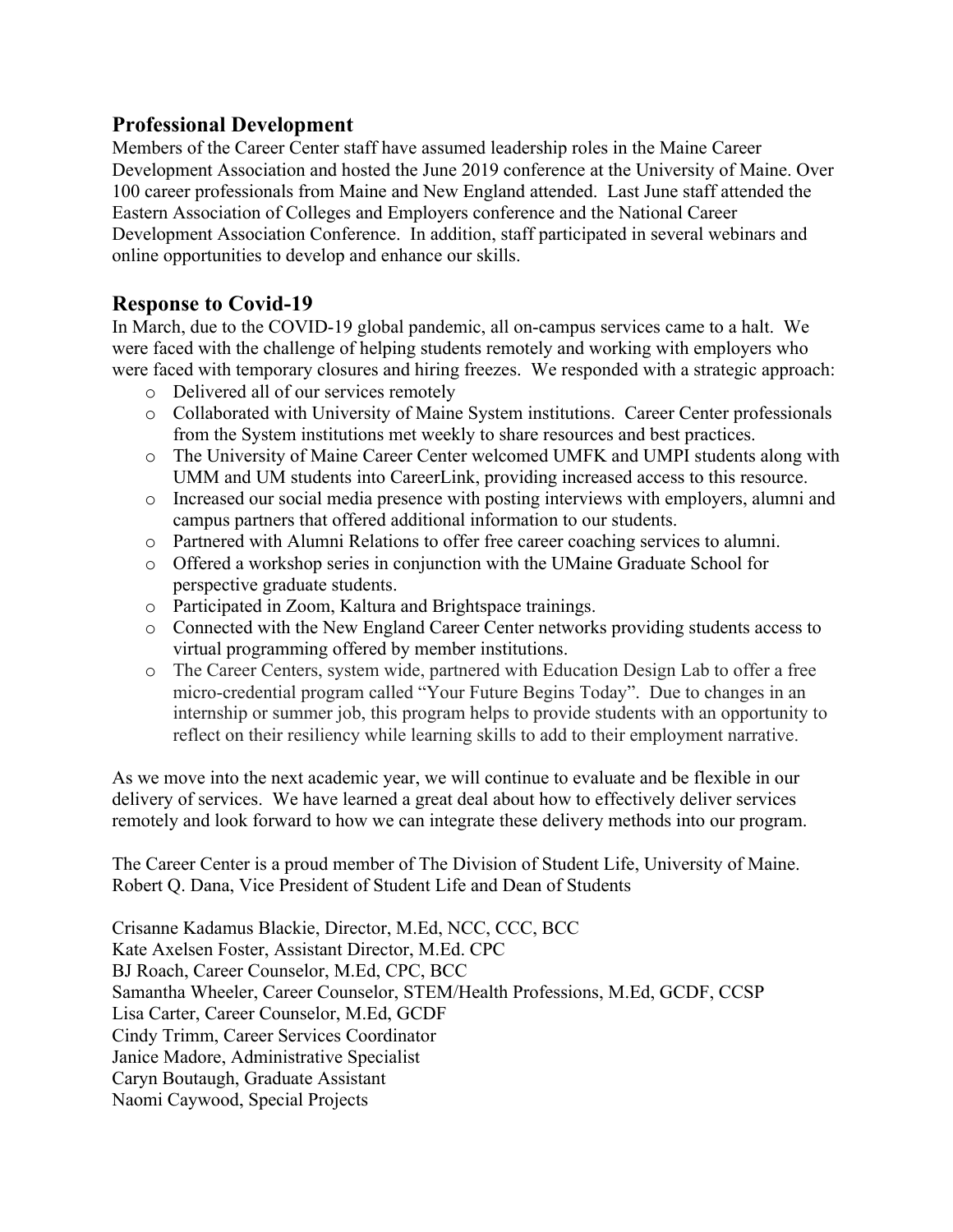## Professional Development

Members of the Career Center staff have assumed leadership roles in the Maine Career Development Association and hosted the June 2019 conference at the University of Maine. Over 100 career professionals from Maine and New England attended. Last June staff attended the Eastern Association of Colleges and Employers conference and the National Career Development Association Conference. In addition, staff participated in several webinars and online opportunities to develop and enhance our skills.

## Response to Covid-19

In March, due to the COVID-19 global pandemic, all on-campus services came to a halt. We were faced with the challenge of helping students remotely and working with employers who were faced with temporary closures and hiring freezes. We responded with a strategic approach:

- Delivered all of our services remotely
- Collaborated with University of Maine System institutions. Career Center professionals from the System institutions met weekly to share resources and best practices.
- The University of Maine Career Center welcomed UMFK and UMPI students along with UMM and UM students into CareerLink, providing increased access to this resource.
- Increased our social media presence with posting interviews with employers, alumni and campus partners that offered additional information to our students.
- Partnered with Alumni Relations to offer free career coaching services to alumni.
- Offered a workshop series in conjunction with the UMaine Graduate School for perspective graduate students.
- Participated in Zoom, Kaltura and Brightspace trainings.
- Connected with the New England Career Center networks providing students access to virtual programming offered by member institutions.
- The Career Centers, system wide, partnered with Education Design Lab to offer a free micro-credential program called "Your Future Begins Today". Due to changes in an internship or summer job, this program helps to provide students with an opportunity to reflect on their resiliency while learning skills to add to their employment narrative.

As we move into the next academic year, we will continue to evaluate and be flexible in our delivery of services. We have learned a great deal about how to effectively deliver services remotely and look forward to how we can integrate these delivery methods into our program.

The Career Center is a proud member of The Division of Student Life, University of Maine.
Robert Q. Dana, Vice President of Student Life and Dean of Students

Crisanne Kadamus Blackie, Director, M.Ed, NCC, CCC, BCC
Kate Axelsen Foster, Assistant Director, M.Ed. CPC
BJ Roach, Career Counselor, M.Ed, CPC, BCC
Samantha Wheeler, Career Counselor, STEM/Health Professions, M.Ed, GCDF, CCSP
Lisa Carter, Career Counselor, M.Ed, GCDF
Cindy Trimm, Career Services Coordinator
Janice Madore, Administrative Specialist
Caryn Boutaugh, Graduate Assistant
Naomi Caywood, Special Projects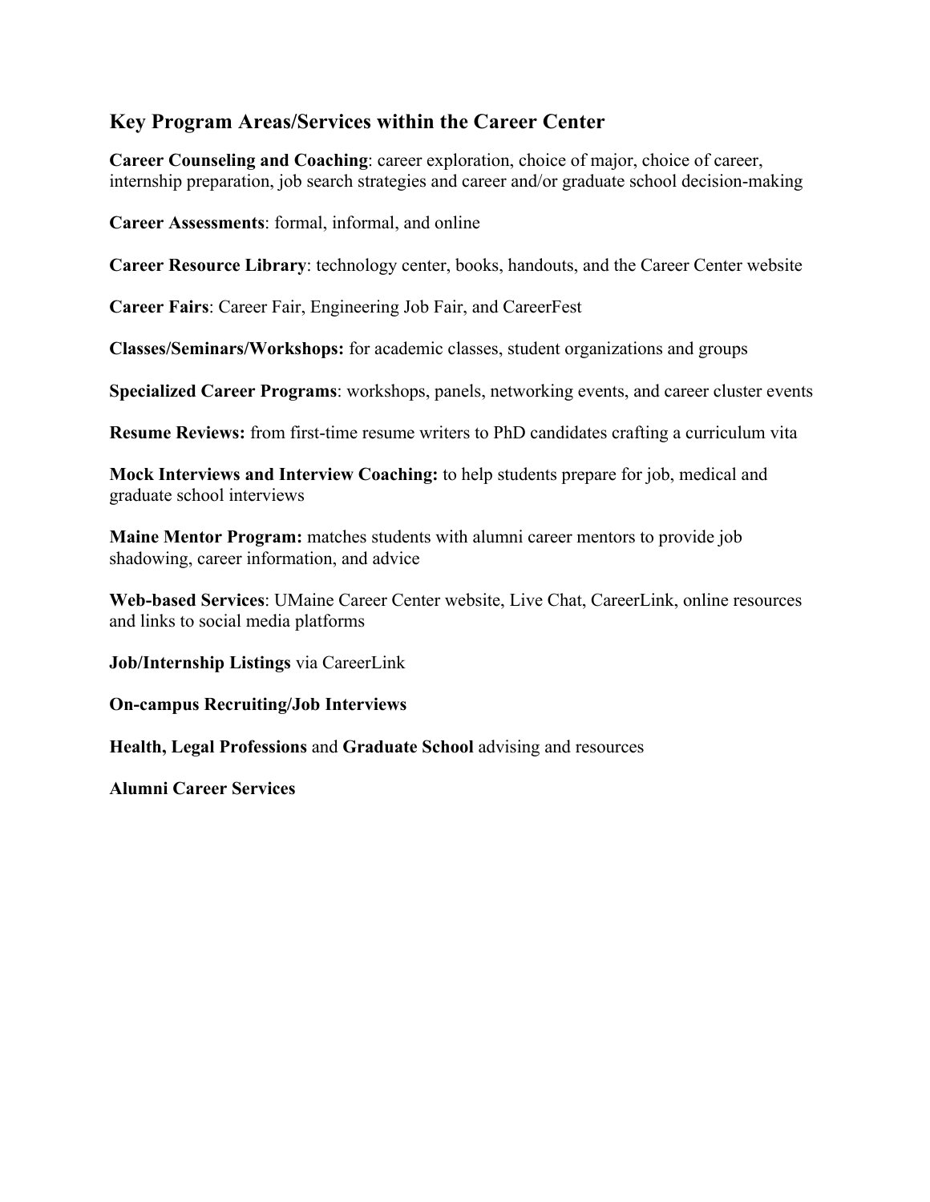## Key Program Areas/Services within the Career Center

**Career Counseling and Coaching**: career exploration, choice of major, choice of career, internship preparation, job search strategies and career and/or graduate school decision-making

**Career Assessments**: formal, informal, and online

**Career Resource Library**: technology center, books, handouts, and the Career Center website

**Career Fairs**: Career Fair, Engineering Job Fair, and CareerFest

**Classes/Seminars/Workshops:** for academic classes, student organizations and groups

**Specialized Career Programs**: workshops, panels, networking events, and career cluster events

**Resume Reviews:** from first-time resume writers to PhD candidates crafting a curriculum vita

**Mock Interviews and Interview Coaching:** to help students prepare for job, medical and graduate school interviews

**Maine Mentor Program:** matches students with alumni career mentors to provide job shadowing, career information, and advice

**Web-based Services**: UMaine Career Center website, Live Chat, CareerLink, online resources and links to social media platforms

**Job/Internship Listings** via CareerLink

**On-campus Recruiting/Job Interviews**

**Health, Legal Professions** and **Graduate School** advising and resources

**Alumni Career Services**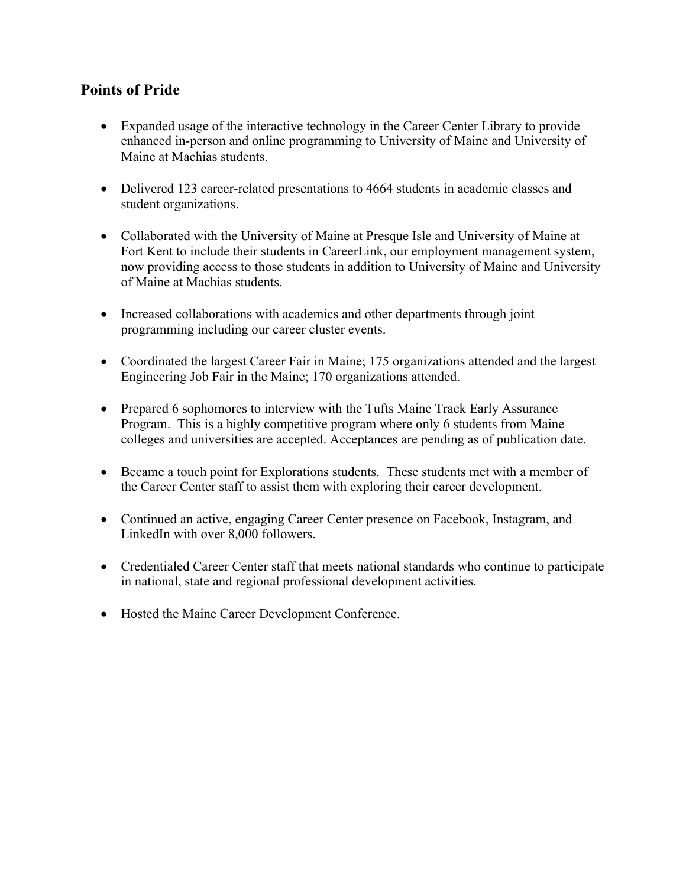## Points of Pride

- Expanded usage of the interactive technology in the Career Center Library to provide enhanced in-person and online programming to University of Maine and University of Maine at Machias students.

- Delivered 123 career-related presentations to 4664 students in academic classes and student organizations.

- Collaborated with the University of Maine at Presque Isle and University of Maine at Fort Kent to include their students in CareerLink, our employment management system, now providing access to those students in addition to University of Maine and University of Maine at Machias students.

- Increased collaborations with academics and other departments through joint programming including our career cluster events.

- Coordinated the largest Career Fair in Maine; 175 organizations attended and the largest Engineering Job Fair in the Maine; 170 organizations attended.

- Prepared 6 sophomores to interview with the Tufts Maine Track Early Assurance Program. This is a highly competitive program where only 6 students from Maine colleges and universities are accepted. Acceptances are pending as of publication date.

- Became a touch point for Explorations students. These students met with a member of the Career Center staff to assist them with exploring their career development.

- Continued an active, engaging Career Center presence on Facebook, Instagram, and LinkedIn with over 8,000 followers.

- Credentialed Career Center staff that meets national standards who continue to participate in national, state and regional professional development activities.

- Hosted the Maine Career Development Conference.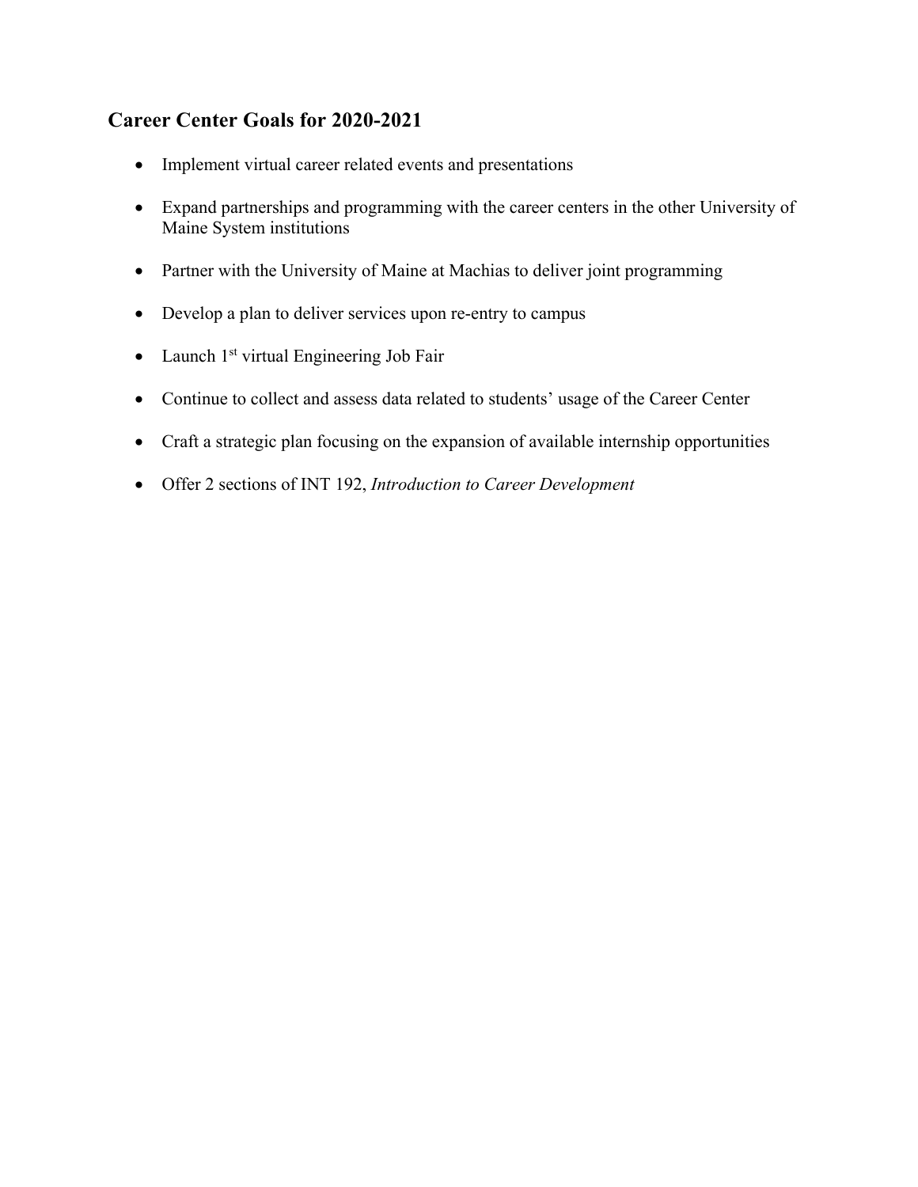## Career Center Goals for 2020-2021

- Implement virtual career related events and presentations
- Expand partnerships and programming with the career centers in the other University of Maine System institutions
- Partner with the University of Maine at Machias to deliver joint programming
- Develop a plan to deliver services upon re-entry to campus
- Launch 1st virtual Engineering Job Fair
- Continue to collect and assess data related to students' usage of the Career Center
- Craft a strategic plan focusing on the expansion of available internship opportunities
- Offer 2 sections of INT 192, *Introduction to Career Development*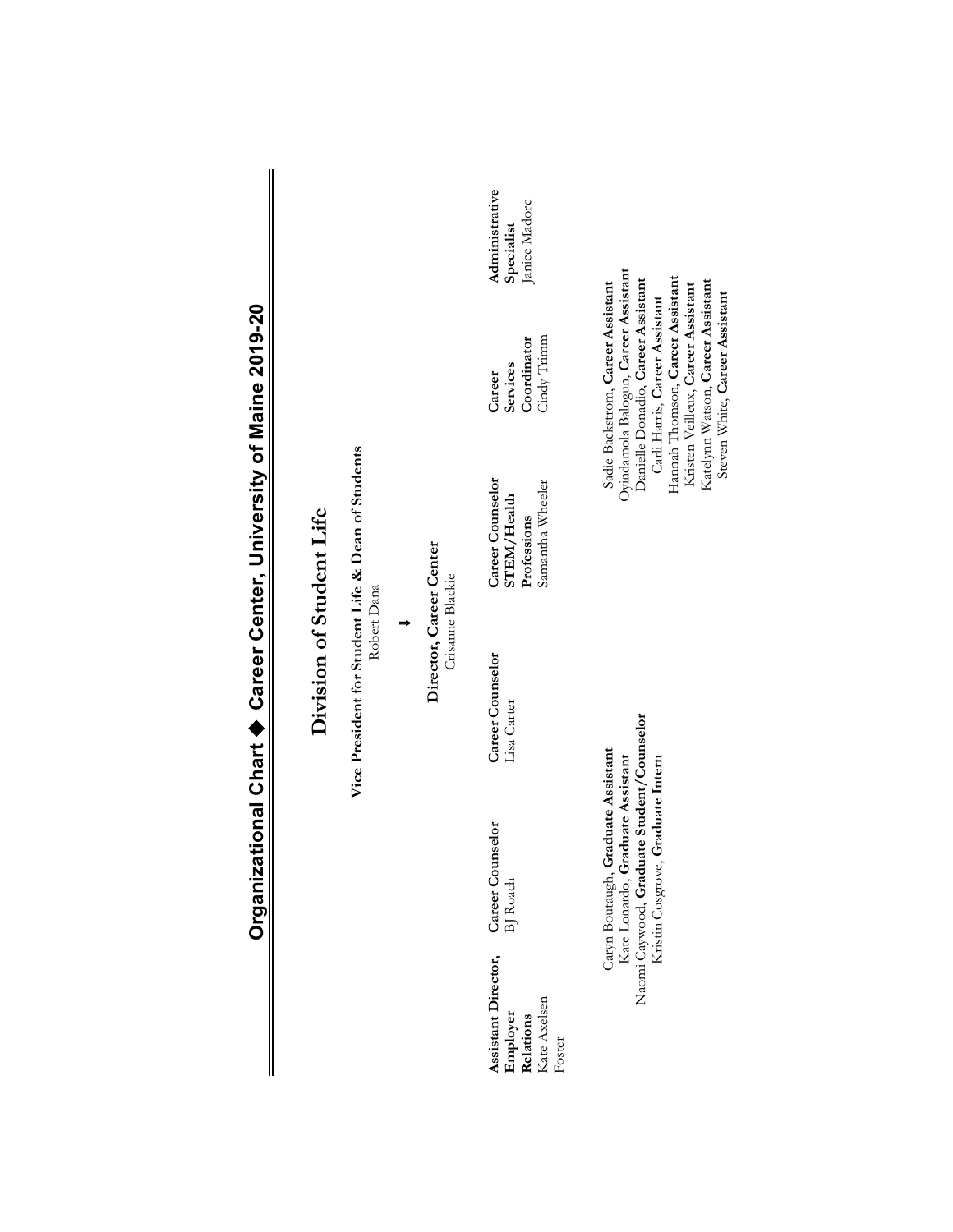# Organizational Chart ◆ Career Center, University of Maine 2019-20

## Division of Student Life

**Vice President for Student Life & Dean of Students**
Robert Dana

⇓

**Director, Career Center**
Crisanne Blackie

**Assistant Director, Employer Relations**
Kate Axelsen Foster

**Career Counselor**
BJ Roach

**Career Counselor**
Lisa Carter

**Career Counselor STEM/Health Professions**
Samantha Wheeler

**Career Services Coordinator**
Cindy Trimm

**Administrative Specialist**
Janice Madore

Caryn Boutaugh, **Graduate Assistant**
Kate Lonardo, **Graduate Assistant**
Naomi Caywood, **Graduate Student/Counselor**
Kristin Cosgrove, **Graduate Intern**

Sadie Backstrom, **Career Assistant**
Oyindamola Balogun, **Career Assistant**
Danielle Donadio, **Career Assistant**
Carli Harris, **Career Assistant**
Hannah Thomson, **Career Assistant**
Kristen Veilleux, **Career Assistant**
Katelynn Watson, **Career Assistant**
Steven White, **Career Assistant**